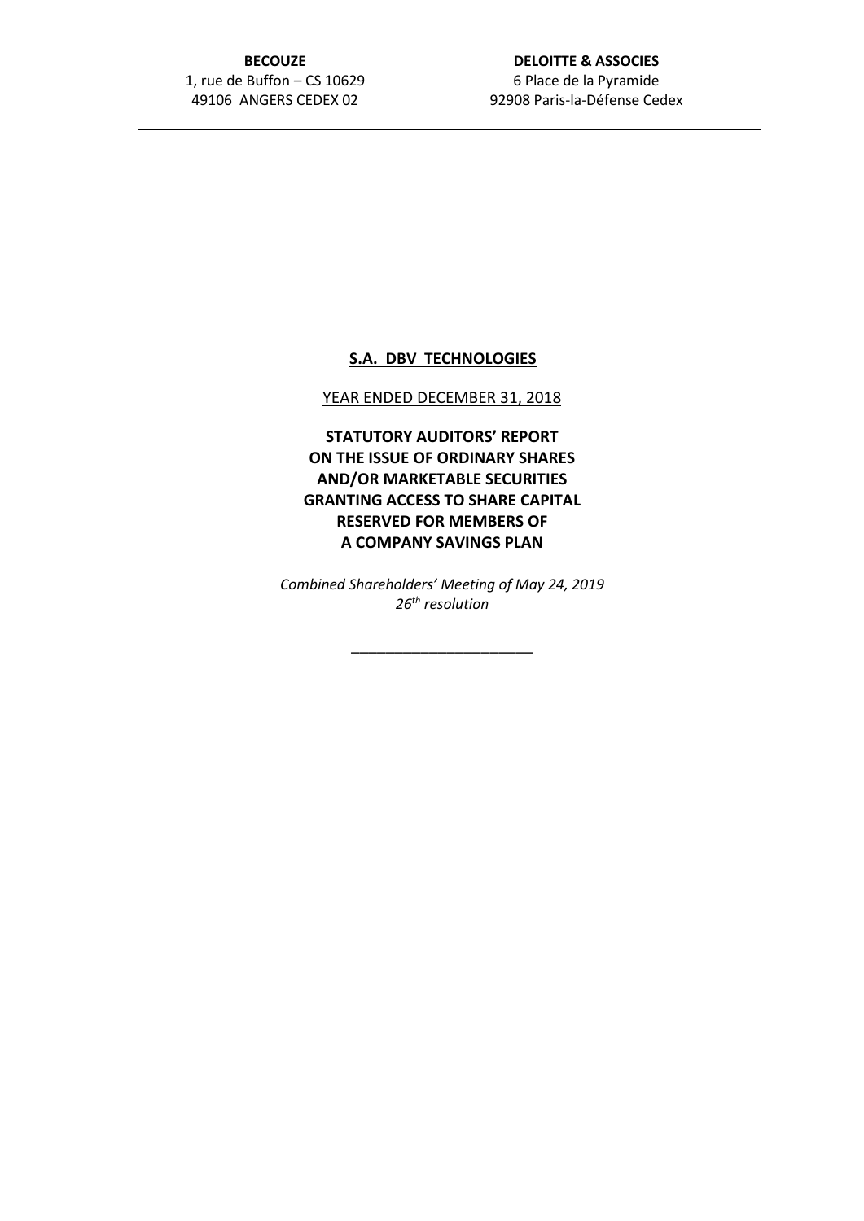**BECOUZE**
1, rue de Buffon – CS 10629
49106 ANGERS CEDEX 02

**DELOITTE & ASSOCIES**
6 Place de la Pyramide
92908 Paris-la-Défense Cedex

---

**S.A. DBV TECHNOLOGIES**

YEAR ENDED DECEMBER 31, 2018

**STATUTORY AUDITORS' REPORT ON THE ISSUE OF ORDINARY SHARES AND/OR MARKETABLE SECURITIES GRANTING ACCESS TO SHARE CAPITAL RESERVED FOR MEMBERS OF A COMPANY SAVINGS PLAN**

*Combined Shareholders' Meeting of May 24, 2019*
*26th resolution*

______________________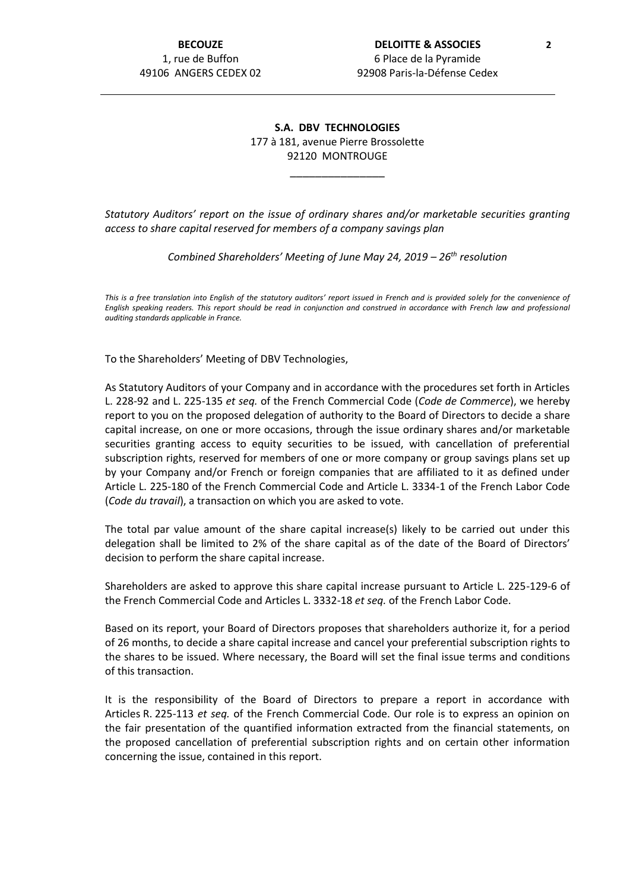BECOUZE
1, rue de Buffon
49106 ANGERS CEDEX 02

DELOITTE & ASSOCIES
6 Place de la Pyramide
92908 Paris-la-Défense Cedex

**S.A. DBV TECHNOLOGIES**
177 à 181, avenue Pierre Brossolette
92120 MONTROUGE

*Statutory Auditors' report on the issue of ordinary shares and/or marketable securities granting access to share capital reserved for members of a company savings plan*

*Combined Shareholders' Meeting of June May 24, 2019 – 26th resolution*

*This is a free translation into English of the statutory auditors' report issued in French and is provided solely for the convenience of English speaking readers. This report should be read in conjunction and construed in accordance with French law and professional auditing standards applicable in France.*

To the Shareholders' Meeting of DBV Technologies,

As Statutory Auditors of your Company and in accordance with the procedures set forth in Articles L. 228-92 and L. 225-135 *et seq.* of the French Commercial Code (*Code de Commerce*), we hereby report to you on the proposed delegation of authority to the Board of Directors to decide a share capital increase, on one or more occasions, through the issue ordinary shares and/or marketable securities granting access to equity securities to be issued, with cancellation of preferential subscription rights, reserved for members of one or more company or group savings plans set up by your Company and/or French or foreign companies that are affiliated to it as defined under Article L. 225-180 of the French Commercial Code and Article L. 3334-1 of the French Labor Code (*Code du travail*), a transaction on which you are asked to vote.

The total par value amount of the share capital increase(s) likely to be carried out under this delegation shall be limited to 2% of the share capital as of the date of the Board of Directors' decision to perform the share capital increase.

Shareholders are asked to approve this share capital increase pursuant to Article L. 225-129-6 of the French Commercial Code and Articles L. 3332-18 *et seq.* of the French Labor Code.

Based on its report, your Board of Directors proposes that shareholders authorize it, for a period of 26 months, to decide a share capital increase and cancel your preferential subscription rights to the shares to be issued. Where necessary, the Board will set the final issue terms and conditions of this transaction.

It is the responsibility of the Board of Directors to prepare a report in accordance with Articles R. 225-113 *et seq.* of the French Commercial Code. Our role is to express an opinion on the fair presentation of the quantified information extracted from the financial statements, on the proposed cancellation of preferential subscription rights and on certain other information concerning the issue, contained in this report.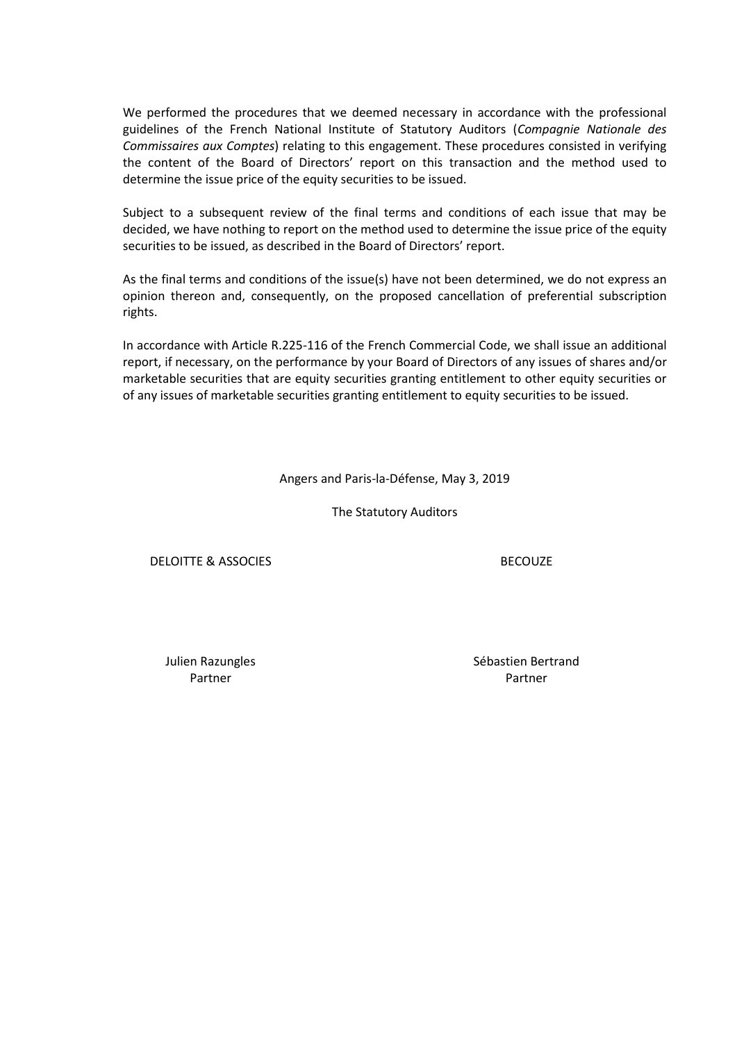We performed the procedures that we deemed necessary in accordance with the professional guidelines of the French National Institute of Statutory Auditors (*Compagnie Nationale des Commissaires aux Comptes*) relating to this engagement. These procedures consisted in verifying the content of the Board of Directors' report on this transaction and the method used to determine the issue price of the equity securities to be issued.

Subject to a subsequent review of the final terms and conditions of each issue that may be decided, we have nothing to report on the method used to determine the issue price of the equity securities to be issued, as described in the Board of Directors' report.

As the final terms and conditions of the issue(s) have not been determined, we do not express an opinion thereon and, consequently, on the proposed cancellation of preferential subscription rights.

In accordance with Article R.225-116 of the French Commercial Code, we shall issue an additional report, if necessary, on the performance by your Board of Directors of any issues of shares and/or marketable securities that are equity securities granting entitlement to other equity securities or of any issues of marketable securities granting entitlement to equity securities to be issued.

Angers and Paris-la-Défense, May 3, 2019

The Statutory Auditors

DELOITTE & ASSOCIES

Julien Razungles
Partner

BECOUZE

Sébastien Bertrand
Partner